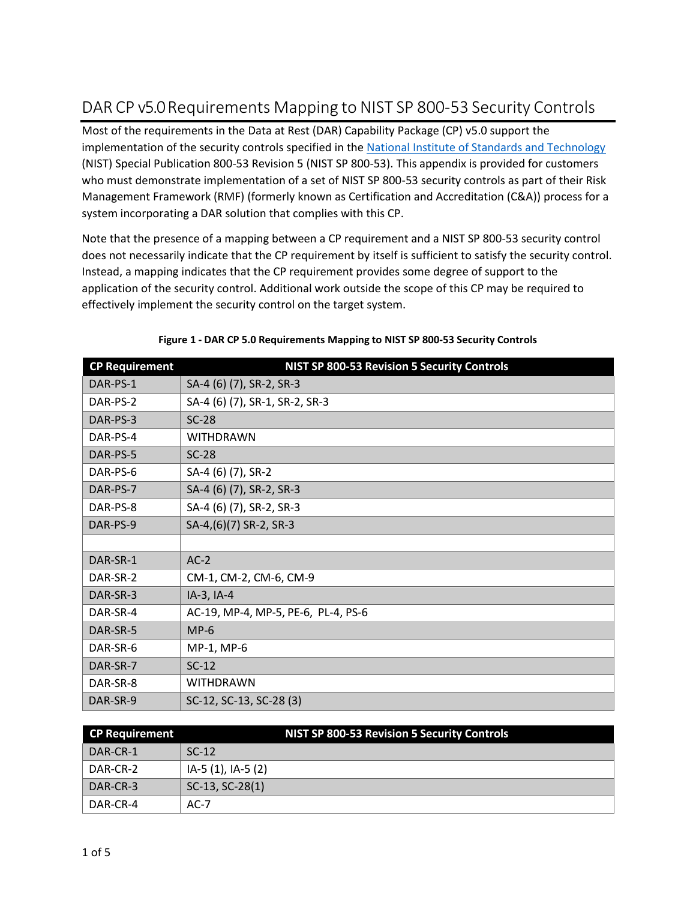# DAR CP v5.0 Requirements Mapping to NIST SP 800-53 Security Controls

Most of the requirements in the Data at Rest (DAR) Capability Package (CP) v5.0 support the implementation of the security controls specified in the National Institute of Standards and Technology (NIST) Special Publication 800-53 Revision 5 (NIST SP 800-53). This appendix is provided for customers who must demonstrate implementation of a set of NIST SP 800-53 security controls as part of their Risk Management Framework (RMF) (formerly known as Certification and Accreditation (C&A)) process for a system incorporating a DAR solution that complies with this CP.

Note that the presence of a mapping between a CP requirement and a NIST SP 800-53 security control does not necessarily indicate that the CP requirement by itself is sufficient to satisfy the security control. Instead, a mapping indicates that the CP requirement provides some degree of support to the application of the security control. Additional work outside the scope of this CP may be required to effectively implement the security control on the target system.

**Figure 1 - DAR CP 5.0 Requirements Mapping to NIST SP 800-53 Security Controls**

| CP Requirement | NIST SP 800-53 Revision 5 Security Controls |
|---|---|
| DAR-PS-1 | SA-4 (6) (7), SR-2, SR-3 |
| DAR-PS-2 | SA-4 (6) (7), SR-1, SR-2, SR-3 |
| DAR-PS-3 | SC-28 |
| DAR-PS-4 | WITHDRAWN |
| DAR-PS-5 | SC-28 |
| DAR-PS-6 | SA-4 (6) (7), SR-2 |
| DAR-PS-7 | SA-4 (6) (7), SR-2, SR-3 |
| DAR-PS-8 | SA-4 (6) (7), SR-2, SR-3 |
| DAR-PS-9 | SA-4,(6)(7) SR-2, SR-3 |
| | |
| DAR-SR-1 | AC-2 |
| DAR-SR-2 | CM-1, CM-2, CM-6, CM-9 |
| DAR-SR-3 | IA-3, IA-4 |
| DAR-SR-4 | AC-19, MP-4, MP-5, PE-6, PL-4, PS-6 |
| DAR-SR-5 | MP-6 |
| DAR-SR-6 | MP-1, MP-6 |
| DAR-SR-7 | SC-12 |
| DAR-SR-8 | WITHDRAWN |
| DAR-SR-9 | SC-12, SC-13, SC-28 (3) |

| CP Requirement | NIST SP 800-53 Revision 5 Security Controls |
|---|---|
| DAR-CR-1 | SC-12 |
| DAR-CR-2 | IA-5 (1), IA-5 (2) |
| DAR-CR-3 | SC-13, SC-28(1) |
| DAR-CR-4 | AC-7 |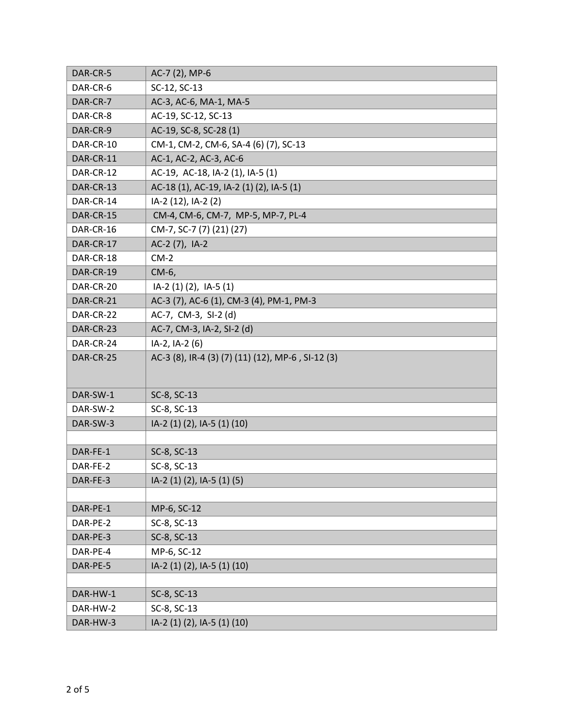| | |
|---|---|
| DAR-CR-5 | AC-7 (2), MP-6 |
| DAR-CR-6 | SC-12, SC-13 |
| DAR-CR-7 | AC-3, AC-6, MA-1, MA-5 |
| DAR-CR-8 | AC-19, SC-12, SC-13 |
| DAR-CR-9 | AC-19, SC-8, SC-28 (1) |
| DAR-CR-10 | CM-1, CM-2, CM-6, SA-4 (6) (7), SC-13 |
| DAR-CR-11 | AC-1, AC-2, AC-3, AC-6 |
| DAR-CR-12 | AC-19, AC-18, IA-2 (1), IA-5 (1) |
| DAR-CR-13 | AC-18 (1), AC-19, IA-2 (1) (2), IA-5 (1) |
| DAR-CR-14 | IA-2 (12), IA-2 (2) |
| DAR-CR-15 | CM-4, CM-6, CM-7, MP-5, MP-7, PL-4 |
| DAR-CR-16 | CM-7, SC-7 (7) (21) (27) |
| DAR-CR-17 | AC-2 (7), IA-2 |
| DAR-CR-18 | CM-2 |
| DAR-CR-19 | CM-6, |
| DAR-CR-20 | IA-2 (1) (2), IA-5 (1) |
| DAR-CR-21 | AC-3 (7), AC-6 (1), CM-3 (4), PM-1, PM-3 |
| DAR-CR-22 | AC-7, CM-3, SI-2 (d) |
| DAR-CR-23 | AC-7, CM-3, IA-2, SI-2 (d) |
| DAR-CR-24 | IA-2, IA-2 (6) |
| DAR-CR-25 | AC-3 (8), IR-4 (3) (7) (11) (12), MP-6 , SI-12 (3) |
| DAR-SW-1 | SC-8, SC-13 |
| DAR-SW-2 | SC-8, SC-13 |
| DAR-SW-3 | IA-2 (1) (2), IA-5 (1) (10) |
| | |
| DAR-FE-1 | SC-8, SC-13 |
| DAR-FE-2 | SC-8, SC-13 |
| DAR-FE-3 | IA-2 (1) (2), IA-5 (1) (5) |
| | |
| DAR-PE-1 | MP-6, SC-12 |
| DAR-PE-2 | SC-8, SC-13 |
| DAR-PE-3 | SC-8, SC-13 |
| DAR-PE-4 | MP-6, SC-12 |
| DAR-PE-5 | IA-2 (1) (2), IA-5 (1) (10) |
| | |
| DAR-HW-1 | SC-8, SC-13 |
| DAR-HW-2 | SC-8, SC-13 |
| DAR-HW-3 | IA-2 (1) (2), IA-5 (1) (10) |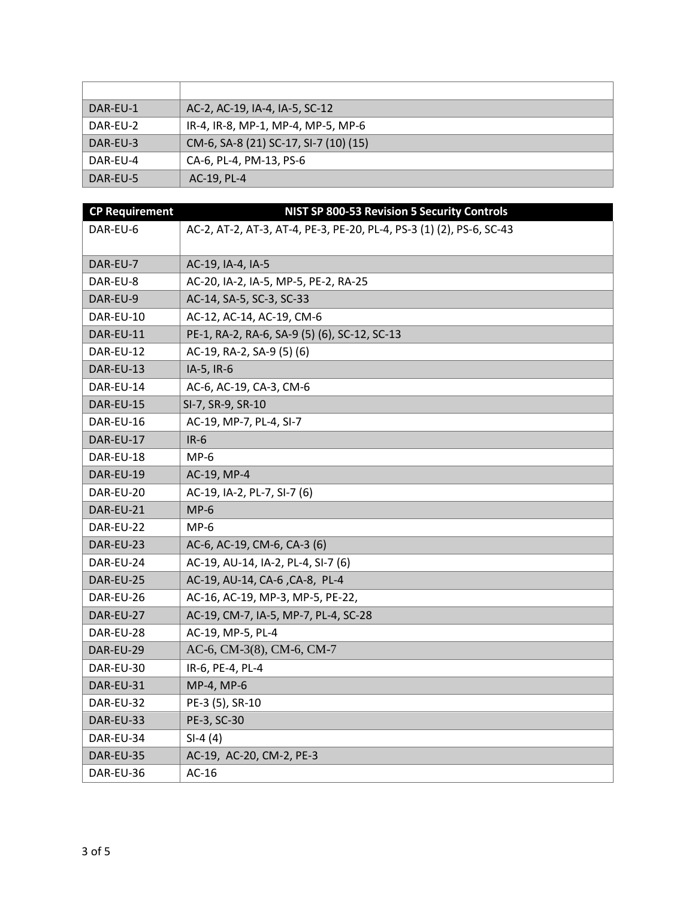| | |
|---|---|
| DAR-EU-1 | AC-2, AC-19, IA-4, IA-5, SC-12 |
| DAR-EU-2 | IR-4, IR-8, MP-1, MP-4, MP-5, MP-6 |
| DAR-EU-3 | CM-6, SA-8 (21) SC-17, SI-7 (10) (15) |
| DAR-EU-4 | CA-6, PL-4, PM-13, PS-6 |
| DAR-EU-5 | AC-19, PL-4 |

| CP Requirement | NIST SP 800-53 Revision 5 Security Controls |
|---|---|
| DAR-EU-6 | AC-2, AT-2, AT-3, AT-4, PE-3, PE-20, PL-4, PS-3 (1) (2), PS-6, SC-43 |
| DAR-EU-7 | AC-19, IA-4, IA-5 |
| DAR-EU-8 | AC-20, IA-2, IA-5, MP-5, PE-2, RA-25 |
| DAR-EU-9 | AC-14, SA-5, SC-3, SC-33 |
| DAR-EU-10 | AC-12, AC-14, AC-19, CM-6 |
| DAR-EU-11 | PE-1, RA-2, RA-6, SA-9 (5) (6), SC-12, SC-13 |
| DAR-EU-12 | AC-19, RA-2, SA-9 (5) (6) |
| DAR-EU-13 | IA-5, IR-6 |
| DAR-EU-14 | AC-6, AC-19, CA-3, CM-6 |
| DAR-EU-15 | SI-7, SR-9, SR-10 |
| DAR-EU-16 | AC-19, MP-7, PL-4, SI-7 |
| DAR-EU-17 | IR-6 |
| DAR-EU-18 | MP-6 |
| DAR-EU-19 | AC-19, MP-4 |
| DAR-EU-20 | AC-19, IA-2, PL-7, SI-7 (6) |
| DAR-EU-21 | MP-6 |
| DAR-EU-22 | MP-6 |
| DAR-EU-23 | AC-6, AC-19, CM-6, CA-3 (6) |
| DAR-EU-24 | AC-19, AU-14, IA-2, PL-4, SI-7 (6) |
| DAR-EU-25 | AC-19, AU-14, CA-6 ,CA-8, PL-4 |
| DAR-EU-26 | AC-16, AC-19, MP-3, MP-5, PE-22, |
| DAR-EU-27 | AC-19, CM-7, IA-5, MP-7, PL-4, SC-28 |
| DAR-EU-28 | AC-19, MP-5, PL-4 |
| DAR-EU-29 | AC-6, CM-3(8), CM-6, CM-7 |
| DAR-EU-30 | IR-6, PE-4, PL-4 |
| DAR-EU-31 | MP-4, MP-6 |
| DAR-EU-32 | PE-3 (5), SR-10 |
| DAR-EU-33 | PE-3, SC-30 |
| DAR-EU-34 | SI-4 (4) |
| DAR-EU-35 | AC-19, AC-20, CM-2, PE-3 |
| DAR-EU-36 | AC-16 |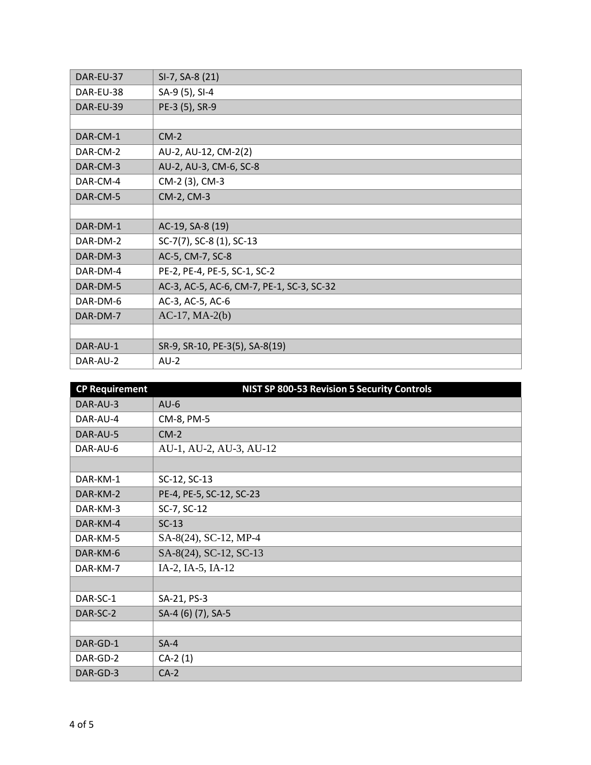| CP Requirement | NIST SP 800-53 Revision 5 Security Controls |
|---|---|
| DAR-EU-37 | SI-7, SA-8 (21) |
| DAR-EU-38 | SA-9 (5), SI-4 |
| DAR-EU-39 | PE-3 (5), SR-9 |
| | |
| DAR-CM-1 | CM-2 |
| DAR-CM-2 | AU-2, AU-12, CM-2(2) |
| DAR-CM-3 | AU-2, AU-3, CM-6, SC-8 |
| DAR-CM-4 | CM-2 (3), CM-3 |
| DAR-CM-5 | CM-2, CM-3 |
| | |
| DAR-DM-1 | AC-19, SA-8 (19) |
| DAR-DM-2 | SC-7(7), SC-8 (1), SC-13 |
| DAR-DM-3 | AC-5, CM-7, SC-8 |
| DAR-DM-4 | PE-2, PE-4, PE-5, SC-1, SC-2 |
| DAR-DM-5 | AC-3, AC-5, AC-6, CM-7, PE-1, SC-3, SC-32 |
| DAR-DM-6 | AC-3, AC-5, AC-6 |
| DAR-DM-7 | AC-17, MA-2(b) |
| | |
| DAR-AU-1 | SR-9, SR-10, PE-3(5), SA-8(19) |
| DAR-AU-2 | AU-2 |
| DAR-AU-3 | AU-6 |
| DAR-AU-4 | CM-8, PM-5 |
| DAR-AU-5 | CM-2 |
| DAR-AU-6 | AU-1, AU-2, AU-3, AU-12 |
| | |
| DAR-KM-1 | SC-12, SC-13 |
| DAR-KM-2 | PE-4, PE-5, SC-12, SC-23 |
| DAR-KM-3 | SC-7, SC-12 |
| DAR-KM-4 | SC-13 |
| DAR-KM-5 | SA-8(24), SC-12, MP-4 |
| DAR-KM-6 | SA-8(24), SC-12, SC-13 |
| DAR-KM-7 | IA-2, IA-5, IA-12 |
| | |
| DAR-SC-1 | SA-21, PS-3 |
| DAR-SC-2 | SA-4 (6) (7), SA-5 |
| | |
| DAR-GD-1 | SA-4 |
| DAR-GD-2 | CA-2 (1) |
| DAR-GD-3 | CA-2 |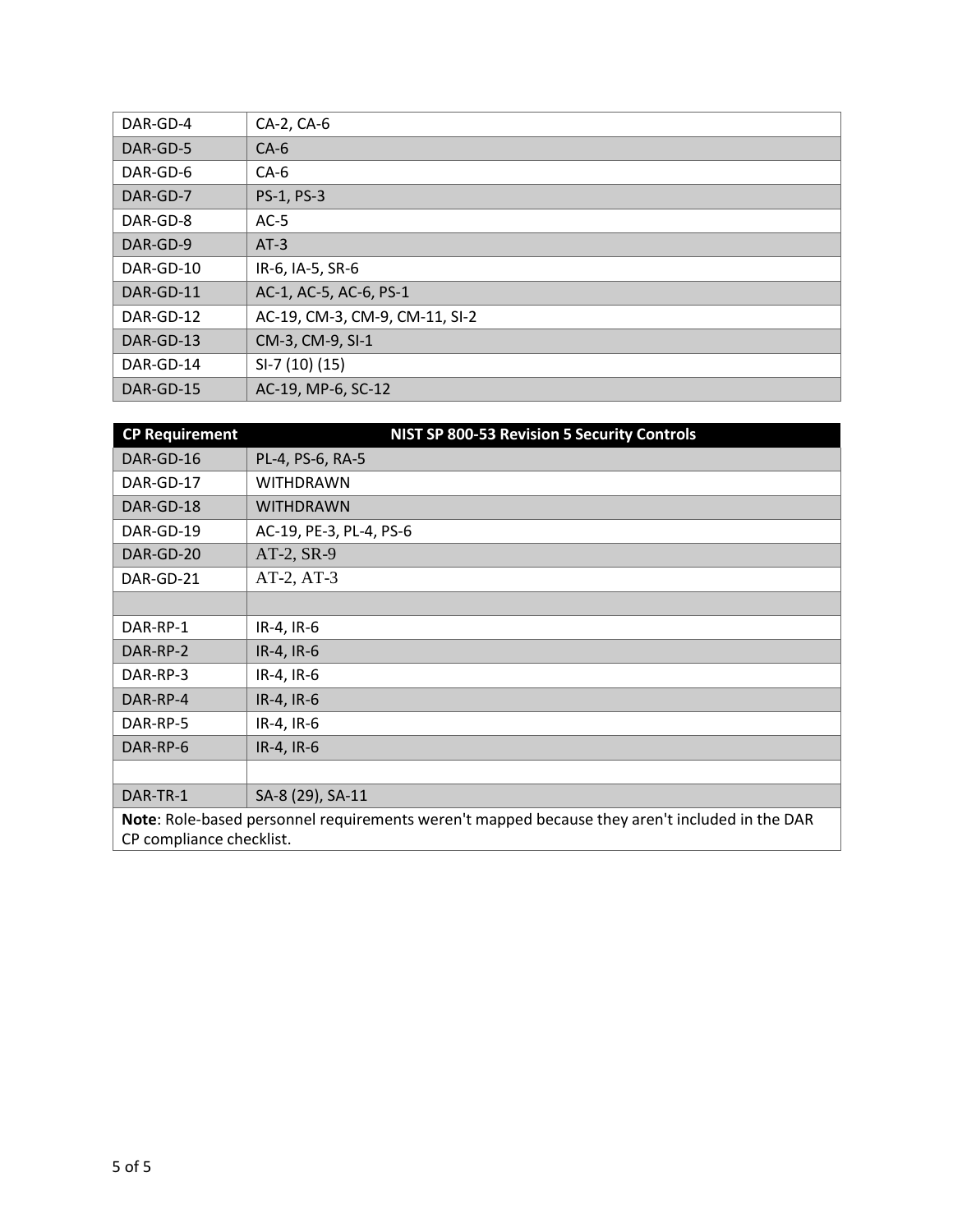| | |
|---|---|
| DAR-GD-4 | CA-2, CA-6 |
| DAR-GD-5 | CA-6 |
| DAR-GD-6 | CA-6 |
| DAR-GD-7 | PS-1, PS-3 |
| DAR-GD-8 | AC-5 |
| DAR-GD-9 | AT-3 |
| DAR-GD-10 | IR-6, IA-5, SR-6 |
| DAR-GD-11 | AC-1, AC-5, AC-6, PS-1 |
| DAR-GD-12 | AC-19, CM-3, CM-9, CM-11, SI-2 |
| DAR-GD-13 | CM-3, CM-9, SI-1 |
| DAR-GD-14 | SI-7 (10) (15) |
| DAR-GD-15 | AC-19, MP-6, SC-12 |

| CP Requirement | NIST SP 800-53 Revision 5 Security Controls |
|---|---|
| DAR-GD-16 | PL-4, PS-6, RA-5 |
| DAR-GD-17 | WITHDRAWN |
| DAR-GD-18 | WITHDRAWN |
| DAR-GD-19 | AC-19, PE-3, PL-4, PS-6 |
| DAR-GD-20 | AT-2, SR-9 |
| DAR-GD-21 | AT-2, AT-3 |
| | |
| DAR-RP-1 | IR-4, IR-6 |
| DAR-RP-2 | IR-4, IR-6 |
| DAR-RP-3 | IR-4, IR-6 |
| DAR-RP-4 | IR-4, IR-6 |
| DAR-RP-5 | IR-4, IR-6 |
| DAR-RP-6 | IR-4, IR-6 |
| | |
| DAR-TR-1 | SA-8 (29), SA-11 |
| **Note**: Role-based personnel requirements weren't mapped because they aren't included in the DAR CP compliance checklist. | |